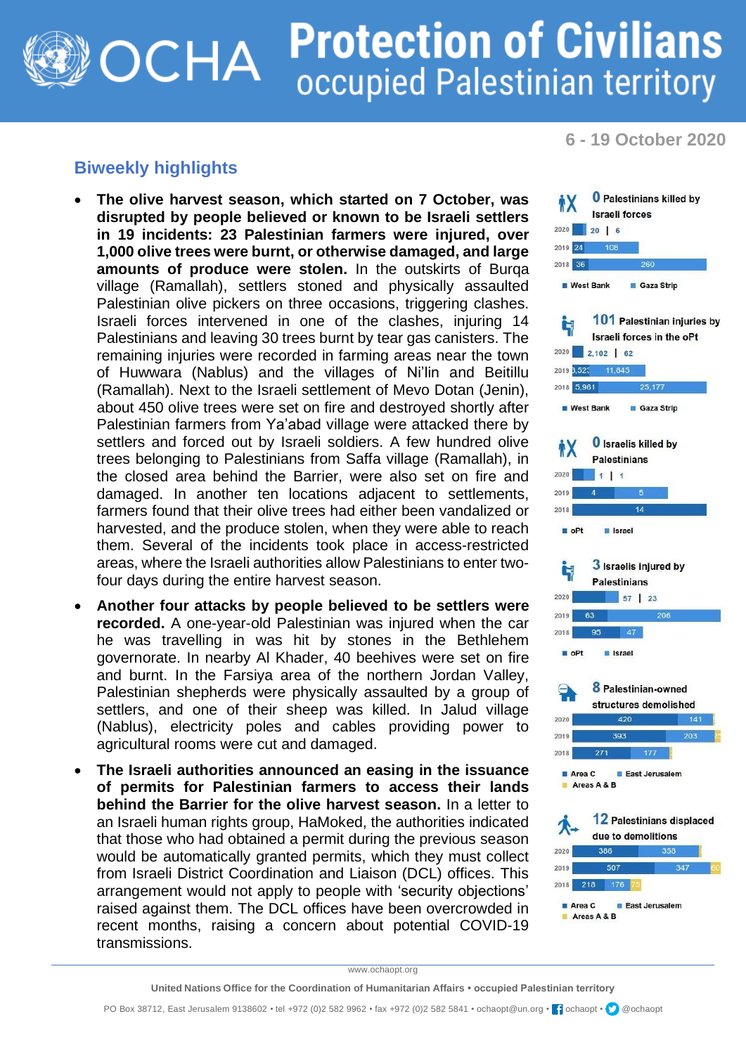# Protection of Civilians
## occupied Palestinian territory

**6 - 19 October 2020**

## Biweekly highlights

- **The olive harvest season, which started on 7 October, was disrupted by people believed or known to be Israeli settlers in 19 incidents: 23 Palestinian farmers were injured, over 1,000 olive trees were burnt, or otherwise damaged, and large amounts of produce were stolen.** In the outskirts of Burqa village (Ramallah), settlers stoned and physically assaulted Palestinian olive pickers on three occasions, triggering clashes. Israeli forces intervened in one of the clashes, injuring 14 Palestinians and leaving 30 trees burnt by tear gas canisters. The remaining injuries were recorded in farming areas near the town of Huwwara (Nablus) and the villages of Ni'lin and Beitillu (Ramallah). Next to the Israeli settlement of Mevo Dotan (Jenin), about 450 olive trees were set on fire and destroyed shortly after Palestinian farmers from Ya'abad village were attacked there by settlers and forced out by Israeli soldiers. A few hundred olive trees belonging to Palestinians from Saffa village (Ramallah), in the closed area behind the Barrier, were also set on fire and damaged. In another ten locations adjacent to settlements, farmers found that their olive trees had either been vandalized or harvested, and the produce stolen, when they were able to reach them. Several of the incidents took place in access-restricted areas, where the Israeli authorities allow Palestinians to enter two-four days during the entire harvest season.
- **Another four attacks by people believed to be settlers were recorded.** A one-year-old Palestinian was injured when the car he was travelling in was hit by stones in the Bethlehem governorate. In nearby Al Khader, 40 beehives were set on fire and burnt. In the Farsiya area of the northern Jordan Valley, Palestinian shepherds were physically assaulted by a group of settlers, and one of their sheep was killed. In Jalud village (Nablus), electricity poles and cables providing power to agricultural rooms were cut and damaged.
- **The Israeli authorities announced an easing in the issuance of permits for Palestinian farmers to access their lands behind the Barrier for the olive harvest season.** In a letter to an Israeli human rights group, HaMoked, the authorities indicated that those who had obtained a permit during the previous season would be automatically granted permits, which they must collect from Israeli District Coordination and Liaison (DCL) offices. This arrangement would not apply to people with 'security objections' raised against them. The DCL offices have been overcrowded in recent months, raising a concern about potential COVID-19 transmissions.

**0** Palestinians killed by Israeli forces

| Year | West Bank | Gaza Strip |
|---|---|---|
| 2020 | 20 | 6 |
| 2019 | 24 | 108 |
| 2018 | 36 | 260 |

**101** Palestinian injuries by Israeli forces in the oPt

| Year | West Bank | Gaza Strip |
|---|---|---|
| 2020 | 2,102 | 62 |
| 2019 | 3,523 | 11,845 |
| 2018 | 5,961 | 25,177 |

**0** Israelis killed by Palestinians

| Year | oPt | Israel |
|---|---|---|
| 2020 | 1 | 1 |
| 2019 | 4 | 5 |
| 2018 | 14 | |

**3** Israelis injured by Palestinians

| Year | oPt | Israel |
|---|---|---|
| 2020 | 57 | 23 |
| 2019 | 63 | 206 |
| 2018 | 95 | 47 |

**8** Palestinian-owned structures demolished

| Year | Area C | East Jerusalem | Areas A & B |
|---|---|---|---|
| 2020 | 420 | 141 | |
| 2019 | 393 | 203 | |
| 2018 | 271 | 177 | |

**12** Palestinians displaced due to demolitions

| Year | Area C | East Jerusalem | Areas A & B |
|---|---|---|---|
| 2020 | 386 | 358 | |
| 2019 | 507 | 347 | 60 |
| 2018 | 218 | 176 | 75 |

www.ochaopt.org

United Nations Office for the Coordination of Humanitarian Affairs • occupied Palestinian territory

PO Box 38712, East Jerusalem 9138602 • tel +972 (0)2 582 9962 • fax +972 (0)2 582 5841 • ochaopt@un.org • ochaopt • @ochaopt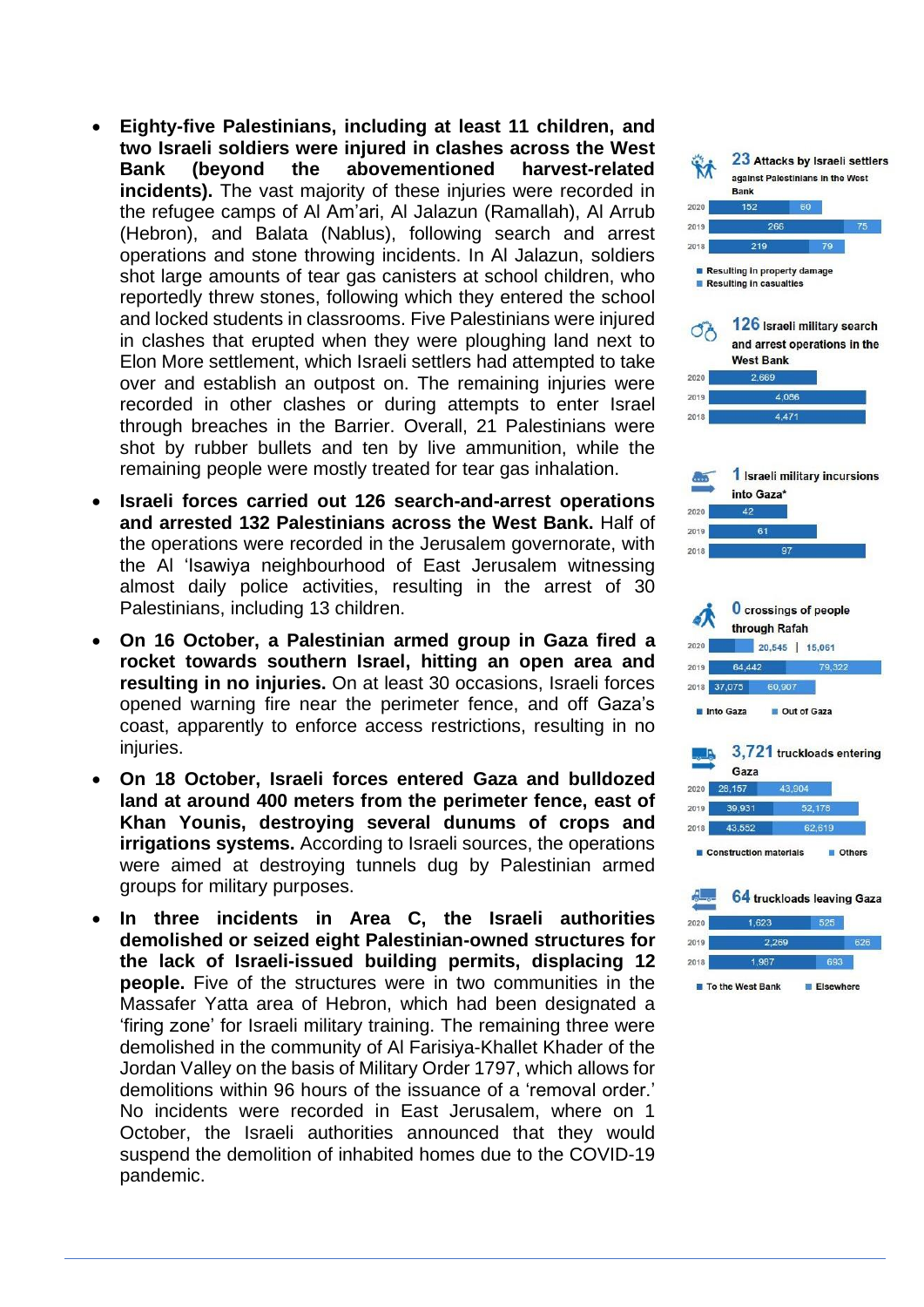- **Eighty-five Palestinians, including at least 11 children, and two Israeli soldiers were injured in clashes across the West Bank (beyond the abovementioned harvest-related incidents).** The vast majority of these injuries were recorded in the refugee camps of Al Am'ari, Al Jalazun (Ramallah), Al Arrub (Hebron), and Balata (Nablus), following search and arrest operations and stone throwing incidents. In Al Jalazun, soldiers shot large amounts of tear gas canisters at school children, who reportedly threw stones, following which they entered the school and locked students in classrooms. Five Palestinians were injured in clashes that erupted when they were ploughing land next to Elon More settlement, which Israeli settlers had attempted to take over and establish an outpost on. The remaining injuries were recorded in other clashes or during attempts to enter Israel through breaches in the Barrier. Overall, 21 Palestinians were shot by rubber bullets and ten by live ammunition, while the remaining people were mostly treated for tear gas inhalation.
- **Israeli forces carried out 126 search-and-arrest operations and arrested 132 Palestinians across the West Bank.** Half of the operations were recorded in the Jerusalem governorate, with the Al 'Isawiya neighbourhood of East Jerusalem witnessing almost daily police activities, resulting in the arrest of 30 Palestinians, including 13 children.
- **On 16 October, a Palestinian armed group in Gaza fired a rocket towards southern Israel, hitting an open area and resulting in no injuries.** On at least 30 occasions, Israeli forces opened warning fire near the perimeter fence, and off Gaza's coast, apparently to enforce access restrictions, resulting in no injuries.
- **On 18 October, Israeli forces entered Gaza and bulldozed land at around 400 meters from the perimeter fence, east of Khan Younis, destroying several dunums of crops and irrigations systems.** According to Israeli sources, the operations were aimed at destroying tunnels dug by Palestinian armed groups for military purposes.
- **In three incidents in Area C, the Israeli authorities demolished or seized eight Palestinian-owned structures for the lack of Israeli-issued building permits, displacing 12 people.** Five of the structures were in two communities in the Massafer Yatta area of Hebron, which had been designated a 'firing zone' for Israeli military training. The remaining three were demolished in the community of Al Farisiya-Khallet Khader of the Jordan Valley on the basis of Military Order 1797, which allows for demolitions within 96 hours of the issuance of a 'removal order.' No incidents were recorded in East Jerusalem, where on 1 October, the Israeli authorities announced that they would suspend the demolition of inhabited homes due to the COVID-19 pandemic.

**23** Attacks by Israeli settlers against Palestinians in the West Bank

| Year | Resulting in property damage | Resulting in casualties |
|---|---|---|
| 2020 | 152 | 60 |
| 2019 | 266 | 75 |
| 2018 | 219 | 79 |

**126** Israeli military search and arrest operations in the West Bank

| Year | Operations |
|---|---|
| 2020 | 2,669 |
| 2019 | 4,086 |
| 2018 | 4,471 |

**1** Israeli military incursions into Gaza*

| Year | Incursions |
|---|---|
| 2020 | 42 |
| 2019 | 61 |
| 2018 | 97 |

**0** crossings of people through Rafah

| Year | Into Gaza | Out of Gaza |
|---|---|---|
| 2020 | 20,545 | 15,061 |
| 2019 | 64,442 | 79,322 |
| 2018 | 37,075 | 60,907 |

**3,721** truckloads entering Gaza

| Year | Construction materials | Others |
|---|---|---|
| 2020 | 28,157 | 43,904 |
| 2019 | 39,931 | 52,178 |
| 2018 | 43,552 | 62,619 |

**64** truckloads leaving Gaza

| Year | To the West Bank | Elsewhere |
|---|---|---|
| 2020 | 1,623 | 525 |
| 2019 | 2,269 | 626 |
| 2018 | 1,967 | 693 |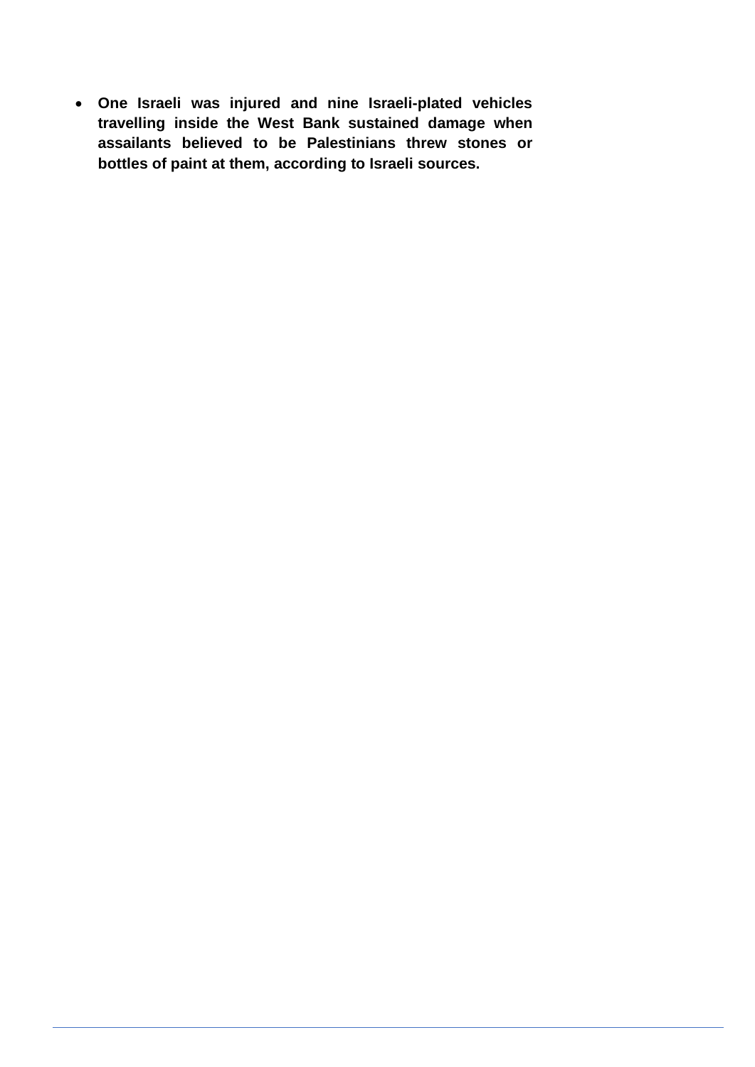- **One Israeli was injured and nine Israeli-plated vehicles travelling inside the West Bank sustained damage when assailants believed to be Palestinians threw stones or bottles of paint at them, according to Israeli sources.**